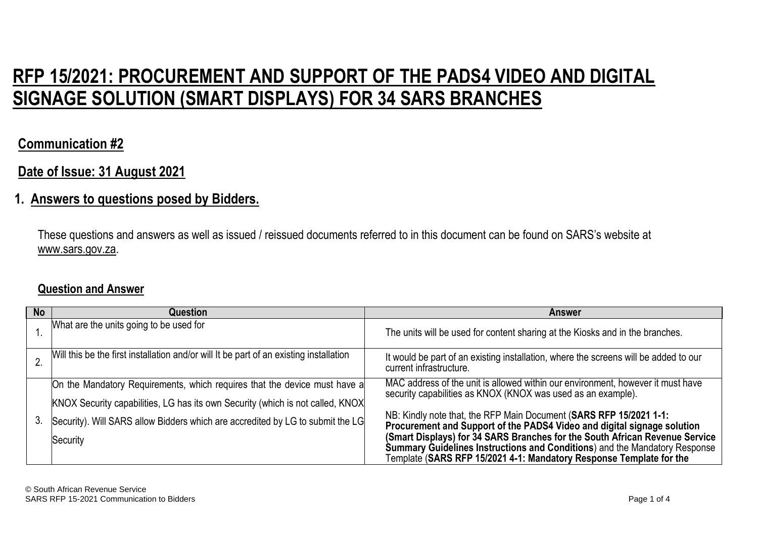# RFP 15/2021: PROCUREMENT AND SUPPORT OF THE PADS4 VIDEO AND DIGITAL SIGNAGE SOLUTION (SMART DISPLAYS) FOR 34 SARS BRANCHES

## Communication #2

## Date of Issue: 31 August 2021

## 1. Answers to questions posed by Bidders.

These questions and answers as well as issued / reissued documents referred to in this document can be found on SARS's website at www.sars.gov.za.

### Question and Answer

| No | Question | Answer |
|---|---|---|
| 1. | What are the units going to be used for | The units will be used for content sharing at the Kiosks and in the branches. |
| 2. | Will this be the first installation and/or will It be part of an existing installation | It would be part of an existing installation, where the screens will be added to our current infrastructure. |
| 3. | On the Mandatory Requirements, which requires that the device must have a KNOX Security capabilities, LG has its own Security (which is not called, KNOX Security). Will SARS allow Bidders which are accredited by LG to submit the LG Security | MAC address of the unit is allowed within our environment, however it must have security capabilities as KNOX (KNOX was used as an example).<br><br>NB: Kindly note that, the RFP Main Document (**SARS RFP 15/2021 1-1: Procurement and Support of the PADS4 Video and digital signage solution (Smart Displays) for 34 SARS Branches for the South African Revenue Service Summary Guidelines Instructions and Conditions**) and the Mandatory Response Template (**SARS RFP 15/2021 4-1: Mandatory Response Template for the** |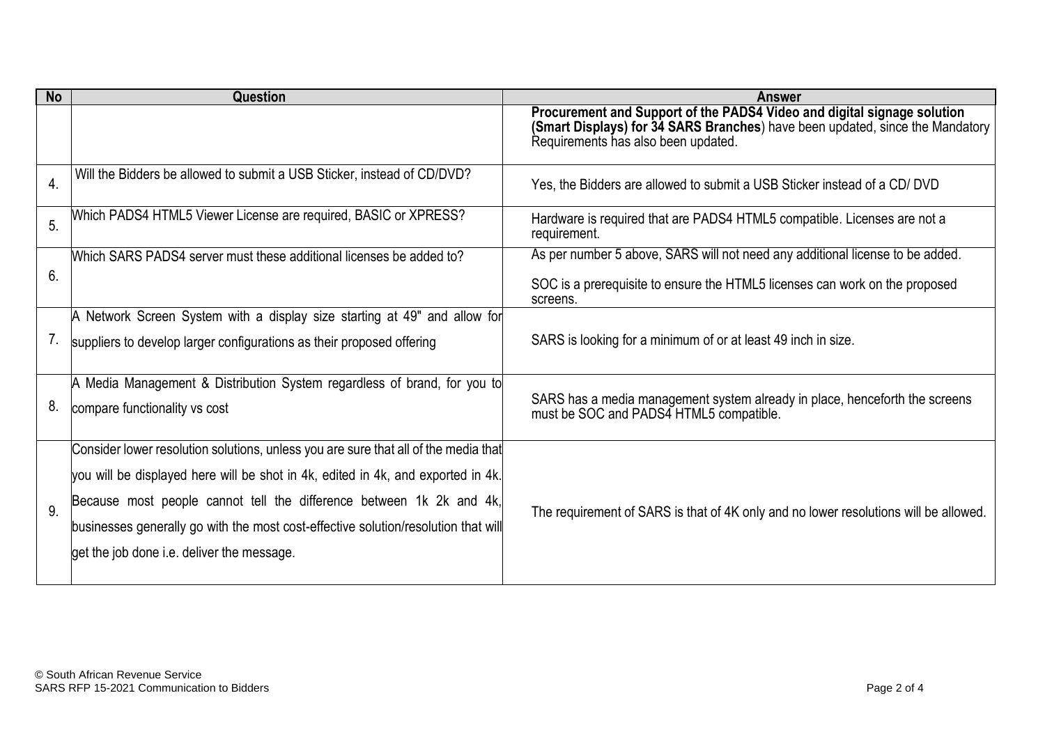| No | Question | Answer |
|---|---|---|
| | | **Procurement and Support of the PADS4 Video and digital signage solution (Smart Displays) for 34 SARS Branches**) have been updated, since the Mandatory Requirements has also been updated. |
| 4. | Will the Bidders be allowed to submit a USB Sticker, instead of CD/DVD? | Yes, the Bidders are allowed to submit a USB Sticker instead of a CD/ DVD |
| 5. | Which PADS4 HTML5 Viewer License are required, BASIC or XPRESS? | Hardware is required that are PADS4 HTML5 compatible. Licenses are not a requirement. |
| 6. | Which SARS PADS4 server must these additional licenses be added to? | As per number 5 above, SARS will not need any additional license to be added.<br><br>SOC is a prerequisite to ensure the HTML5 licenses can work on the proposed screens. |
| 7. | A Network Screen System with a display size starting at 49" and allow for suppliers to develop larger configurations as their proposed offering | SARS is looking for a minimum of or at least 49 inch in size. |
| 8. | A Media Management & Distribution System regardless of brand, for you to compare functionality vs cost | SARS has a media management system already in place, henceforth the screens must be SOC and PADS4 HTML5 compatible. |
| 9. | Consider lower resolution solutions, unless you are sure that all of the media that you will be displayed here will be shot in 4k, edited in 4k, and exported in 4k. Because most people cannot tell the difference between 1k 2k and 4k, businesses generally go with the most cost-effective solution/resolution that will get the job done i.e. deliver the message. | The requirement of SARS is that of 4K only and no lower resolutions will be allowed. |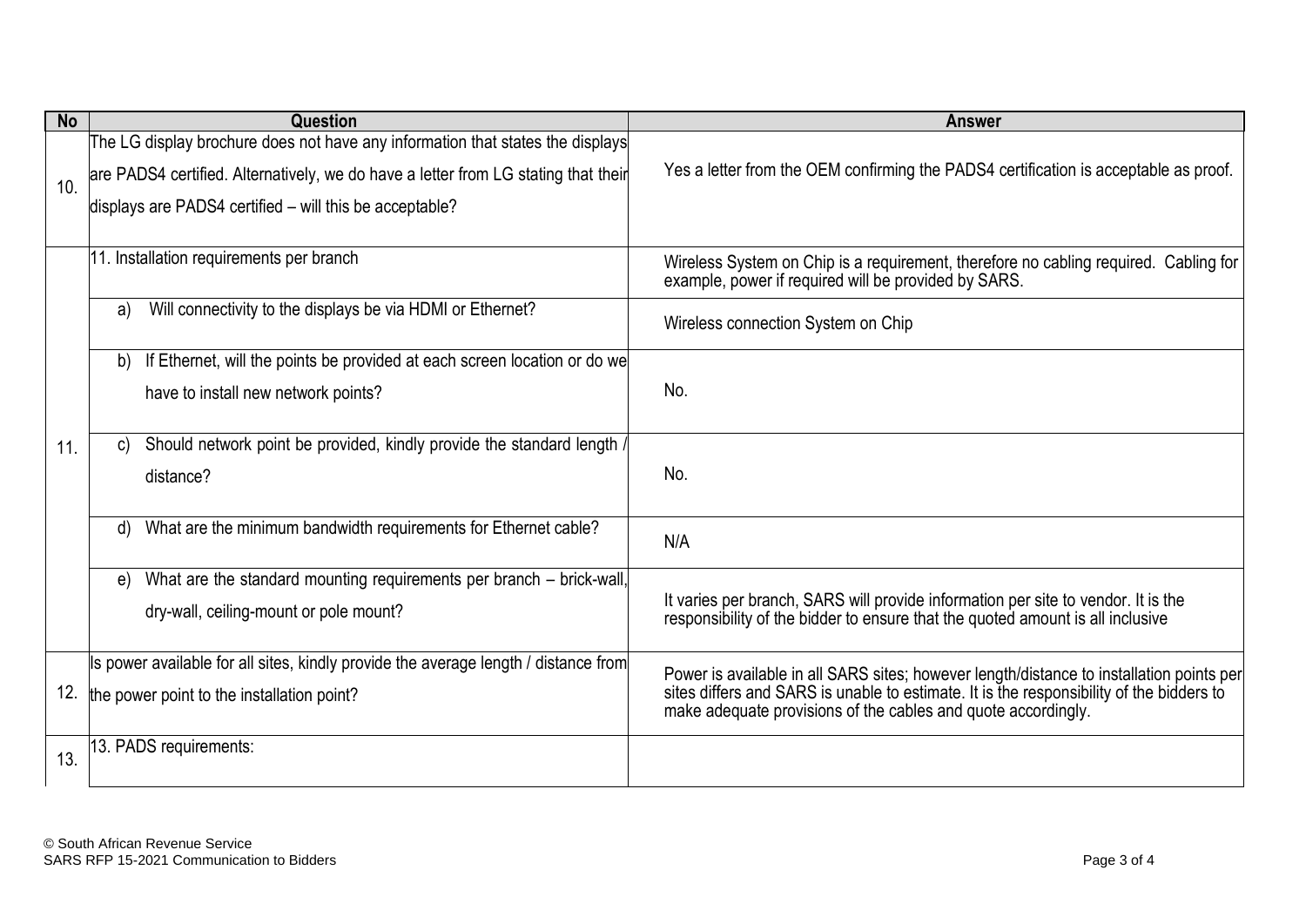| No | Question | Answer |
|---|---|---|
| 10. | The LG display brochure does not have any information that states the displays are PADS4 certified. Alternatively, we do have a letter from LG stating that their displays are PADS4 certified – will this be acceptable? | Yes a letter from the OEM confirming the PADS4 certification is acceptable as proof. |
| 11. | 11. Installation requirements per branch | Wireless System on Chip is a requirement, therefore no cabling required. Cabling for example, power if required will be provided by SARS. |
| | a) Will connectivity to the displays be via HDMI or Ethernet? | Wireless connection System on Chip |
| | b) If Ethernet, will the points be provided at each screen location or do we have to install new network points? | No. |
| | c) Should network point be provided, kindly provide the standard length / distance? | No. |
| | d) What are the minimum bandwidth requirements for Ethernet cable? | N/A |
| | e) What are the standard mounting requirements per branch – brick-wall, dry-wall, ceiling-mount or pole mount? | It varies per branch, SARS will provide information per site to vendor. It is the responsibility of the bidder to ensure that the quoted amount is all inclusive |
| 12. | Is power available for all sites, kindly provide the average length / distance from the power point to the installation point? | Power is available in all SARS sites; however length/distance to installation points per sites differs and SARS is unable to estimate. It is the responsibility of the bidders to make adequate provisions of the cables and quote accordingly. |
| 13. | 13. PADS requirements: | |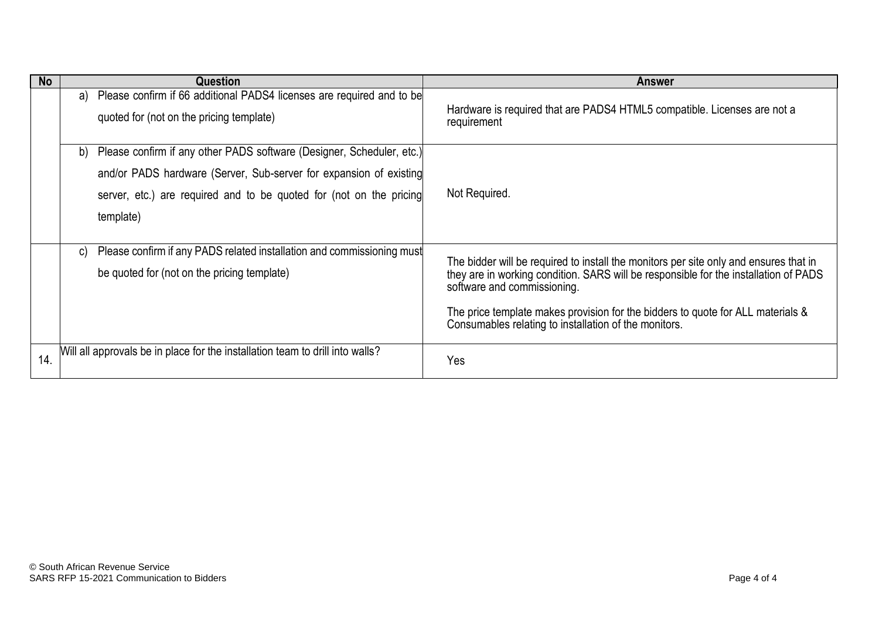| No | Question | Answer |
| --- | --- | --- |
| | a) Please confirm if 66 additional PADS4 licenses are required and to be quoted for (not on the pricing template) | Hardware is required that are PADS4 HTML5 compatible. Licenses are not a requirement |
| | b) Please confirm if any other PADS software (Designer, Scheduler, etc.) and/or PADS hardware (Server, Sub-server for expansion of existing server, etc.) are required and to be quoted for (not on the pricing template) | Not Required. |
| | c) Please confirm if any PADS related installation and commissioning must be quoted for (not on the pricing template) | The bidder will be required to install the monitors per site only and ensures that in they are in working condition. SARS will be responsible for the installation of PADS software and commissioning.<br><br>The price template makes provision for the bidders to quote for ALL materials & Consumables relating to installation of the monitors. |
| 14. | Will all approvals be in place for the installation team to drill into walls? | Yes |